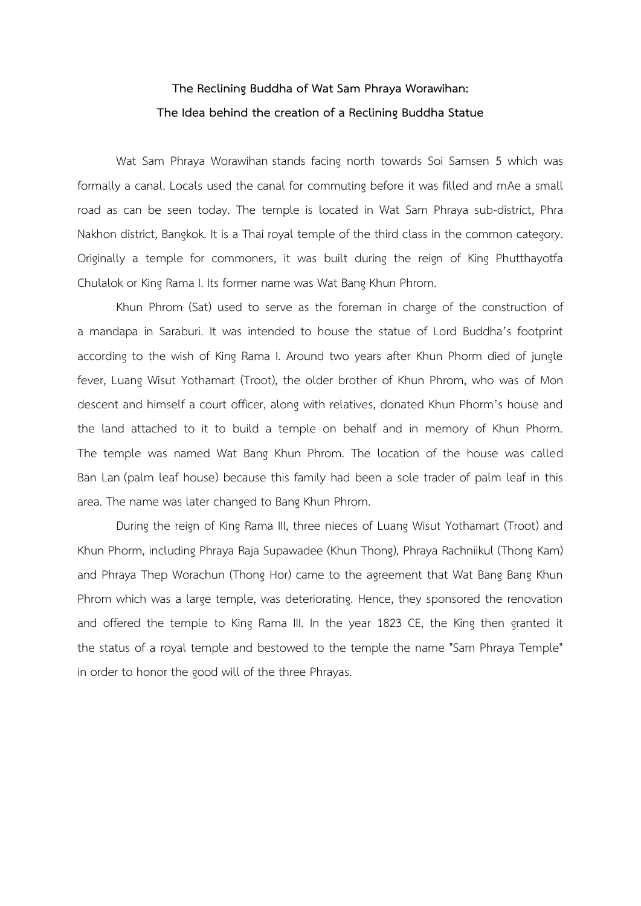**The Reclining Buddha of Wat Sam Phraya Worawihan:**
**The Idea behind the creation of a Reclining Buddha Statue**

Wat Sam Phraya Worawihan stands facing north towards Soi Samsen 5 which was formally a canal. Locals used the canal for commuting before it was filled and mAe a small road as can be seen today. The temple is located in Wat Sam Phraya sub-district, Phra Nakhon district, Bangkok. It is a Thai royal temple of the third class in the common category. Originally a temple for commoners, it was built during the reign of King Phutthayotfa Chulalok or King Rama I. Its former name was Wat Bang Khun Phrom.

Khun Phrom (Sat) used to serve as the foreman in charge of the construction of a mandapa in Saraburi. It was intended to house the statue of Lord Buddha's footprint according to the wish of King Rama I. Around two years after Khun Phorm died of jungle fever, Luang Wisut Yothamart (Troot), the older brother of Khun Phrom, who was of Mon descent and himself a court officer, along with relatives, donated Khun Phorm's house and the land attached to it to build a temple on behalf and in memory of Khun Phorm. The temple was named Wat Bang Khun Phrom. The location of the house was called Ban Lan (palm leaf house) because this family had been a sole trader of palm leaf in this area. The name was later changed to Bang Khun Phrom.

During the reign of King Rama III, three nieces of Luang Wisut Yothamart (Troot) and Khun Phorm, including Phraya Raja Supawadee (Khun Thong), Phraya Rachniikul (Thong Kam) and Phraya Thep Worachun (Thong Hor) came to the agreement that Wat Bang Bang Khun Phrom which was a large temple, was deteriorating. Hence, they sponsored the renovation and offered the temple to King Rama III. In the year 1823 CE, the King then granted it the status of a royal temple and bestowed to the temple the name "Sam Phraya Temple" in order to honor the good will of the three Phrayas.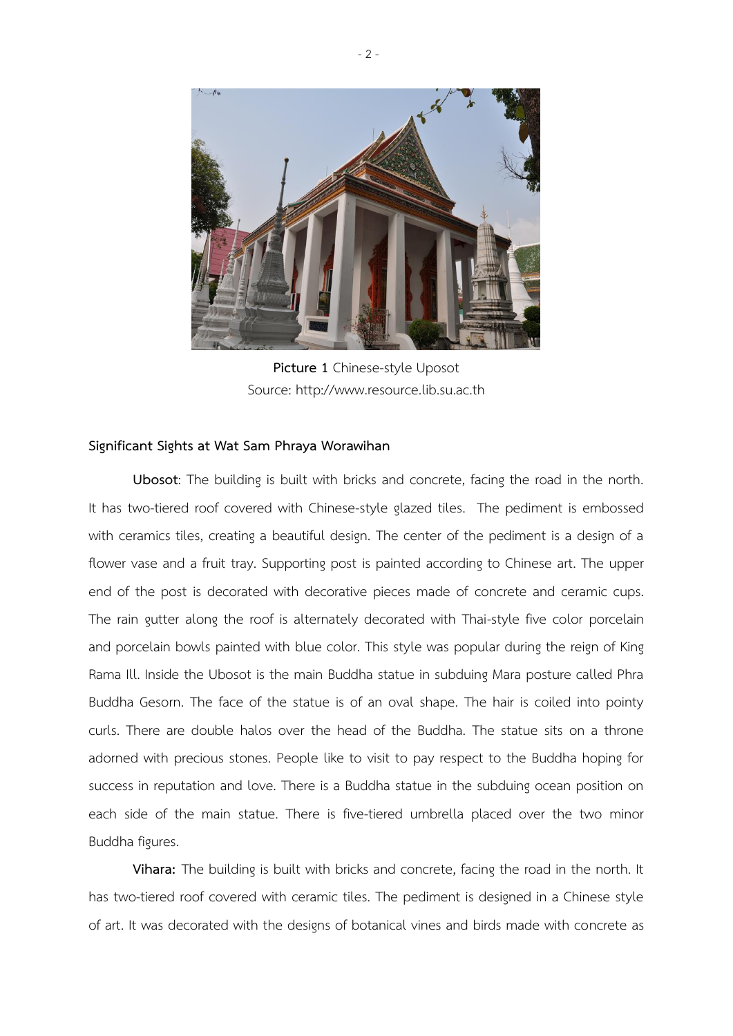**Picture 1** Chinese-style Uposot
Source: http://www.resource.lib.su.ac.th

**Significant Sights at Wat Sam Phraya Worawihan**

**Ubosot**: The building is built with bricks and concrete, facing the road in the north. It has two-tiered roof covered with Chinese-style glazed tiles. The pediment is embossed with ceramics tiles, creating a beautiful design. The center of the pediment is a design of a flower vase and a fruit tray. Supporting post is painted according to Chinese art. The upper end of the post is decorated with decorative pieces made of concrete and ceramic cups. The rain gutter along the roof is alternately decorated with Thai-style five color porcelain and porcelain bowls painted with blue color. This style was popular during the reign of King Rama Ill. Inside the Ubosot is the main Buddha statue in subduing Mara posture called Phra Buddha Gesorn. The face of the statue is of an oval shape. The hair is coiled into pointy curls. There are double halos over the head of the Buddha. The statue sits on a throne adorned with precious stones. People like to visit to pay respect to the Buddha hoping for success in reputation and love. There is a Buddha statue in the subduing ocean position on each side of the main statue. There is five-tiered umbrella placed over the two minor Buddha figures.

**Vihara:** The building is built with bricks and concrete, facing the road in the north. It has two-tiered roof covered with ceramic tiles. The pediment is designed in a Chinese style of art. It was decorated with the designs of botanical vines and birds made with concrete as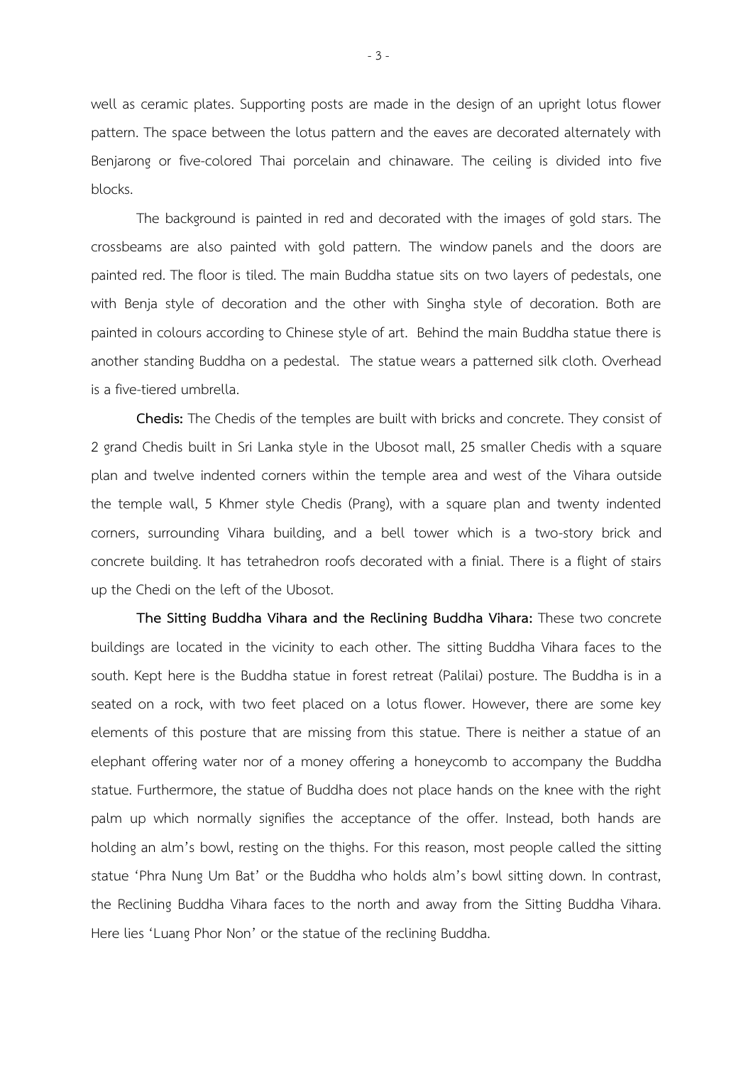well as ceramic plates. Supporting posts are made in the design of an upright lotus flower pattern. The space between the lotus pattern and the eaves are decorated alternately with Benjarong or five-colored Thai porcelain and chinaware. The ceiling is divided into five blocks.

The background is painted in red and decorated with the images of gold stars. The crossbeams are also painted with gold pattern. The window panels and the doors are painted red. The floor is tiled. The main Buddha statue sits on two layers of pedestals, one with Benja style of decoration and the other with Singha style of decoration. Both are painted in colours according to Chinese style of art. Behind the main Buddha statue there is another standing Buddha on a pedestal. The statue wears a patterned silk cloth. Overhead is a five-tiered umbrella.

**Chedis:** The Chedis of the temples are built with bricks and concrete. They consist of 2 grand Chedis built in Sri Lanka style in the Ubosot mall, 25 smaller Chedis with a square plan and twelve indented corners within the temple area and west of the Vihara outside the temple wall, 5 Khmer style Chedis (Prang), with a square plan and twenty indented corners, surrounding Vihara building, and a bell tower which is a two-story brick and concrete building. It has tetrahedron roofs decorated with a finial. There is a flight of stairs up the Chedi on the left of the Ubosot.

**The Sitting Buddha Vihara and the Reclining Buddha Vihara:** These two concrete buildings are located in the vicinity to each other. The sitting Buddha Vihara faces to the south. Kept here is the Buddha statue in forest retreat (Palilai) posture. The Buddha is in a seated on a rock, with two feet placed on a lotus flower. However, there are some key elements of this posture that are missing from this statue. There is neither a statue of an elephant offering water nor of a money offering a honeycomb to accompany the Buddha statue. Furthermore, the statue of Buddha does not place hands on the knee with the right palm up which normally signifies the acceptance of the offer. Instead, both hands are holding an alm's bowl, resting on the thighs. For this reason, most people called the sitting statue 'Phra Nung Um Bat' or the Buddha who holds alm's bowl sitting down. In contrast, the Reclining Buddha Vihara faces to the north and away from the Sitting Buddha Vihara. Here lies 'Luang Phor Non' or the statue of the reclining Buddha.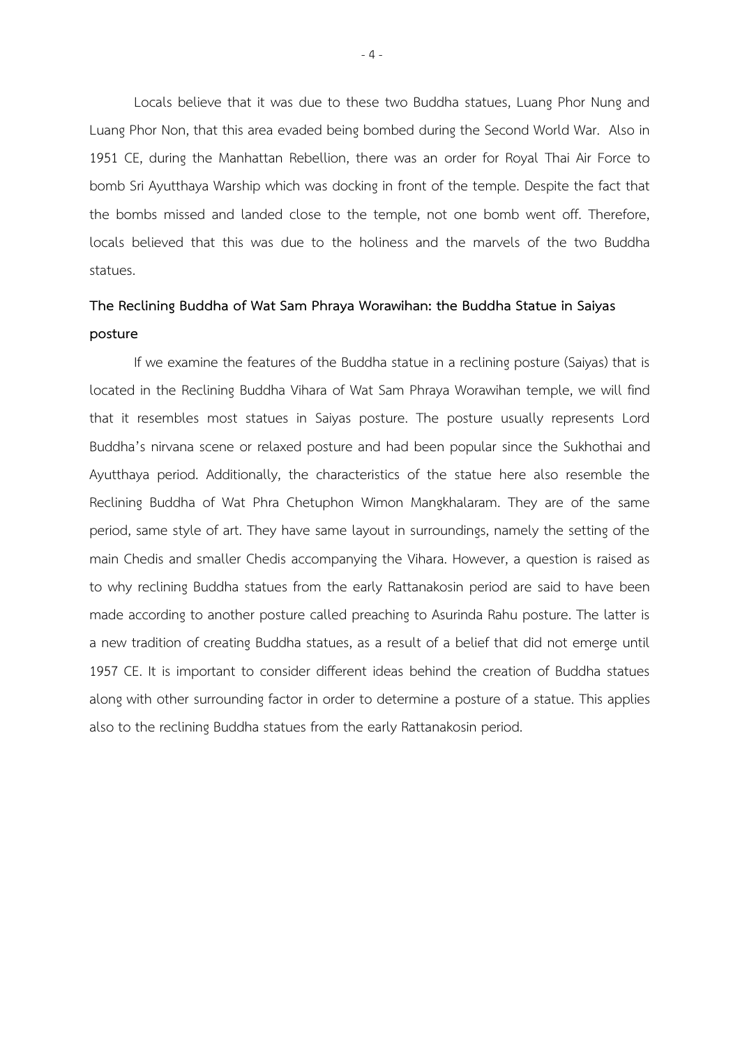Locals believe that it was due to these two Buddha statues, Luang Phor Nung and Luang Phor Non, that this area evaded being bombed during the Second World War. Also in 1951 CE, during the Manhattan Rebellion, there was an order for Royal Thai Air Force to bomb Sri Ayutthaya Warship which was docking in front of the temple. Despite the fact that the bombs missed and landed close to the temple, not one bomb went off. Therefore, locals believed that this was due to the holiness and the marvels of the two Buddha statues.

**The Reclining Buddha of Wat Sam Phraya Worawihan: the Buddha Statue in Saiyas posture**

If we examine the features of the Buddha statue in a reclining posture (Saiyas) that is located in the Reclining Buddha Vihara of Wat Sam Phraya Worawihan temple, we will find that it resembles most statues in Saiyas posture. The posture usually represents Lord Buddha's nirvana scene or relaxed posture and had been popular since the Sukhothai and Ayutthaya period. Additionally, the characteristics of the statue here also resemble the Reclining Buddha of Wat Phra Chetuphon Wimon Mangkhalaram. They are of the same period, same style of art. They have same layout in surroundings, namely the setting of the main Chedis and smaller Chedis accompanying the Vihara. However, a question is raised as to why reclining Buddha statues from the early Rattanakosin period are said to have been made according to another posture called preaching to Asurinda Rahu posture. The latter is a new tradition of creating Buddha statues, as a result of a belief that did not emerge until 1957 CE. It is important to consider different ideas behind the creation of Buddha statues along with other surrounding factor in order to determine a posture of a statue. This applies also to the reclining Buddha statues from the early Rattanakosin period.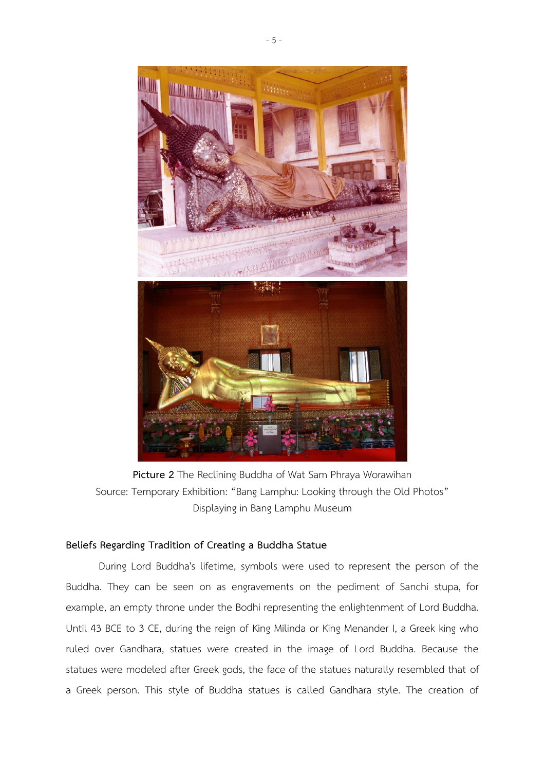**Picture 2** The Reclining Buddha of Wat Sam Phraya Worawihan
Source: Temporary Exhibition: "Bang Lamphu: Looking through the Old Photos"
Displaying in Bang Lamphu Museum

**Beliefs Regarding Tradition of Creating a Buddha Statue**

During Lord Buddha's lifetime, symbols were used to represent the person of the Buddha. They can be seen on as engravements on the pediment of Sanchi stupa, for example, an empty throne under the Bodhi representing the enlightenment of Lord Buddha. Until 43 BCE to 3 CE, during the reign of King Milinda or King Menander I, a Greek king who ruled over Gandhara, statues were created in the image of Lord Buddha. Because the statues were modeled after Greek gods, the face of the statues naturally resembled that of a Greek person. This style of Buddha statues is called Gandhara style. The creation of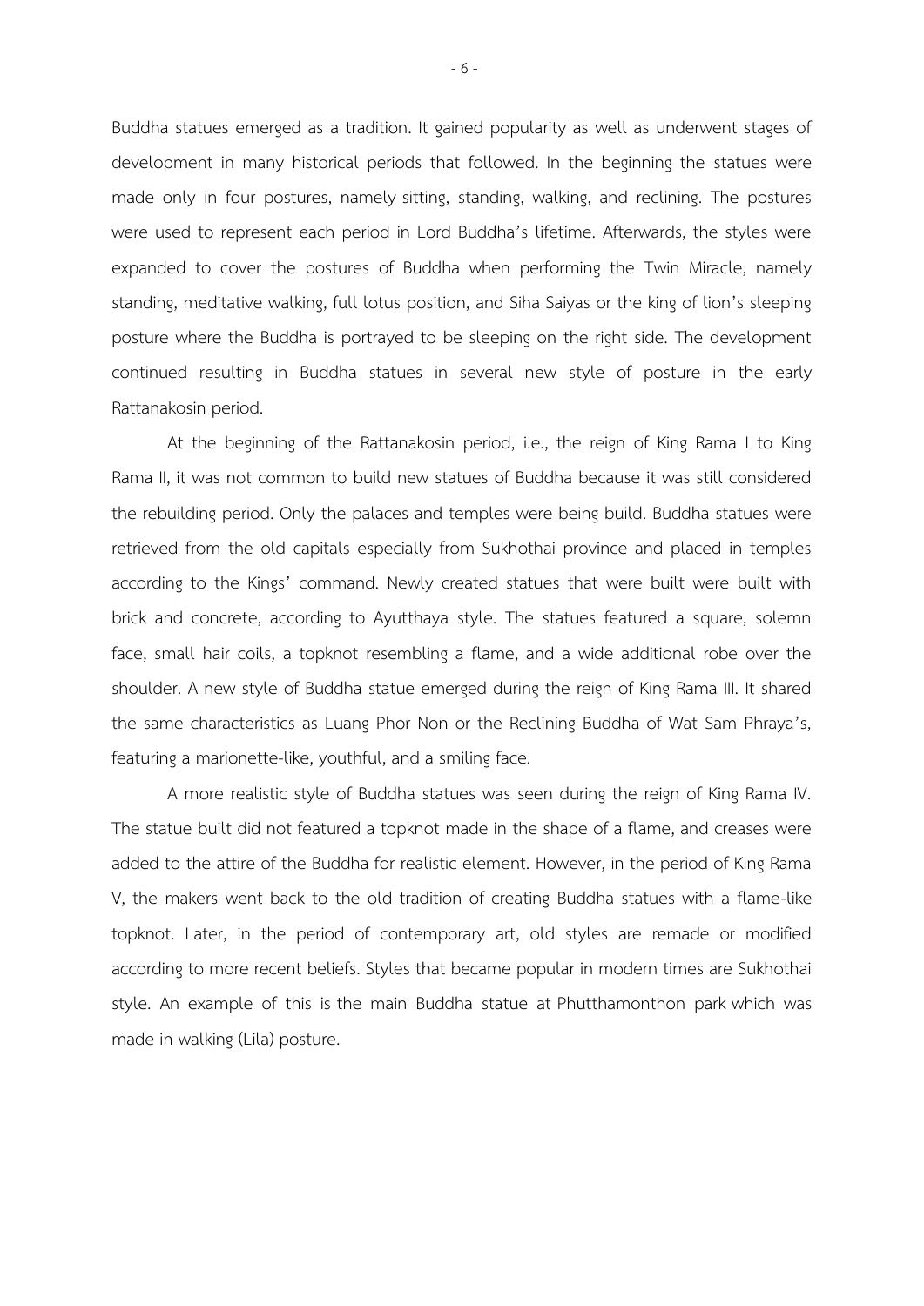Buddha statues emerged as a tradition. It gained popularity as well as underwent stages of development in many historical periods that followed. In the beginning the statues were made only in four postures, namely sitting, standing, walking, and reclining. The postures were used to represent each period in Lord Buddha's lifetime. Afterwards, the styles were expanded to cover the postures of Buddha when performing the Twin Miracle, namely standing, meditative walking, full lotus position, and Siha Saiyas or the king of lion's sleeping posture where the Buddha is portrayed to be sleeping on the right side. The development continued resulting in Buddha statues in several new style of posture in the early Rattanakosin period.

At the beginning of the Rattanakosin period, i.e., the reign of King Rama I to King Rama II, it was not common to build new statues of Buddha because it was still considered the rebuilding period. Only the palaces and temples were being build. Buddha statues were retrieved from the old capitals especially from Sukhothai province and placed in temples according to the Kings' command. Newly created statues that were built were built with brick and concrete, according to Ayutthaya style. The statues featured a square, solemn face, small hair coils, a topknot resembling a flame, and a wide additional robe over the shoulder. A new style of Buddha statue emerged during the reign of King Rama III. It shared the same characteristics as Luang Phor Non or the Reclining Buddha of Wat Sam Phraya's, featuring a marionette-like, youthful, and a smiling face.

A more realistic style of Buddha statues was seen during the reign of King Rama IV. The statue built did not featured a topknot made in the shape of a flame, and creases were added to the attire of the Buddha for realistic element. However, in the period of King Rama V, the makers went back to the old tradition of creating Buddha statues with a flame-like topknot. Later, in the period of contemporary art, old styles are remade or modified according to more recent beliefs. Styles that became popular in modern times are Sukhothai style. An example of this is the main Buddha statue at Phutthamonthon park which was made in walking (Lila) posture.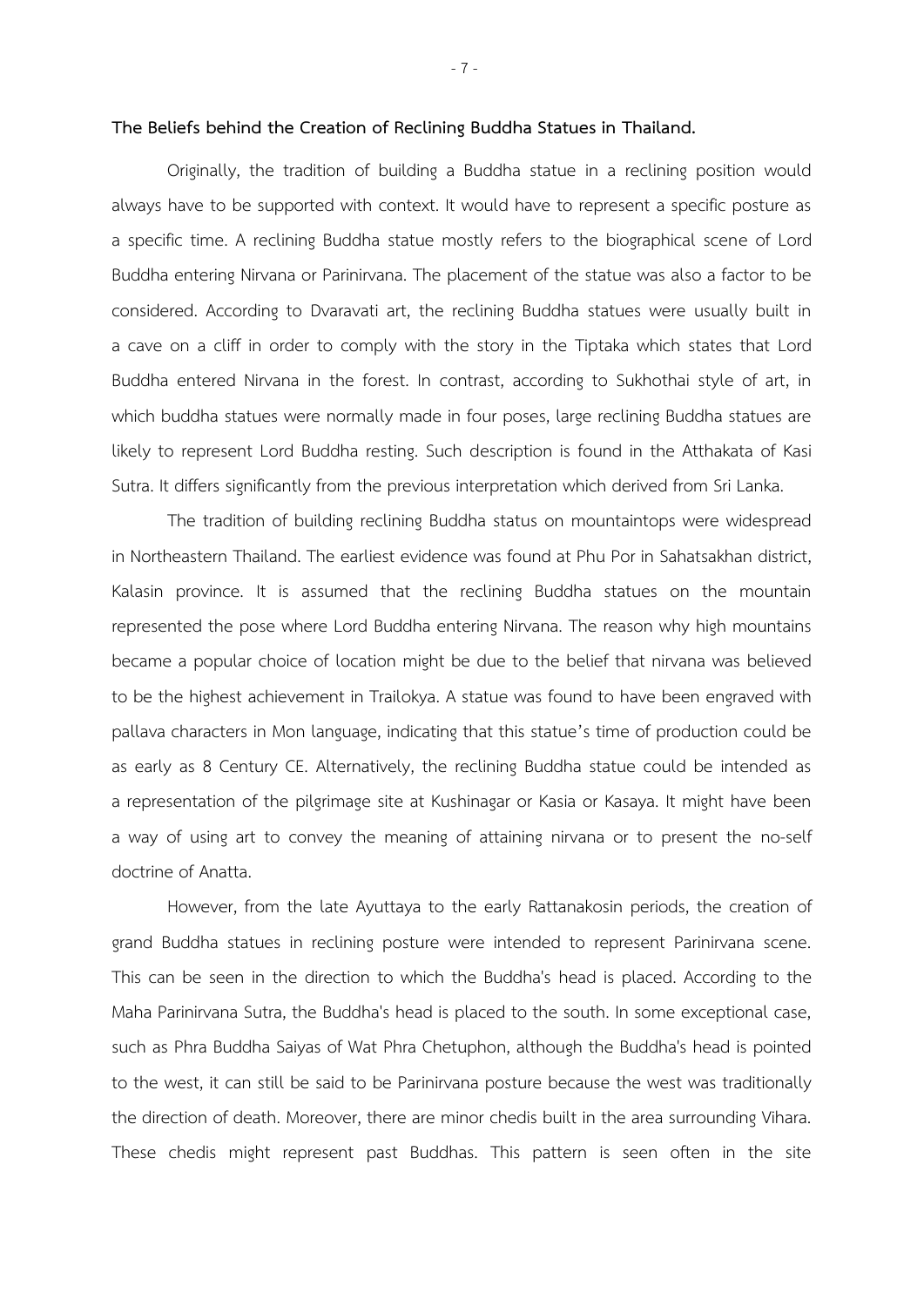**The Beliefs behind the Creation of Reclining Buddha Statues in Thailand.**

Originally, the tradition of building a Buddha statue in a reclining position would always have to be supported with context. It would have to represent a specific posture as a specific time. A reclining Buddha statue mostly refers to the biographical scene of Lord Buddha entering Nirvana or Parinirvana. The placement of the statue was also a factor to be considered. According to Dvaravati art, the reclining Buddha statues were usually built in a cave on a cliff in order to comply with the story in the Tiptaka which states that Lord Buddha entered Nirvana in the forest. In contrast, according to Sukhothai style of art, in which buddha statues were normally made in four poses, large reclining Buddha statues are likely to represent Lord Buddha resting. Such description is found in the Atthakata of Kasi Sutra. It differs significantly from the previous interpretation which derived from Sri Lanka.

The tradition of building reclining Buddha status on mountaintops were widespread in Northeastern Thailand. The earliest evidence was found at Phu Por in Sahatsakhan district, Kalasin province. It is assumed that the reclining Buddha statues on the mountain represented the pose where Lord Buddha entering Nirvana. The reason why high mountains became a popular choice of location might be due to the belief that nirvana was believed to be the highest achievement in Trailokya. A statue was found to have been engraved with pallava characters in Mon language, indicating that this statue's time of production could be as early as 8 Century CE. Alternatively, the reclining Buddha statue could be intended as a representation of the pilgrimage site at Kushinagar or Kasia or Kasaya. It might have been a way of using art to convey the meaning of attaining nirvana or to present the no-self doctrine of Anatta.

However, from the late Ayuttaya to the early Rattanakosin periods, the creation of grand Buddha statues in reclining posture were intended to represent Parinirvana scene. This can be seen in the direction to which the Buddha's head is placed. According to the Maha Parinirvana Sutra, the Buddha's head is placed to the south. In some exceptional case, such as Phra Buddha Saiyas of Wat Phra Chetuphon, although the Buddha's head is pointed to the west, it can still be said to be Parinirvana posture because the west was traditionally the direction of death. Moreover, there are minor chedis built in the area surrounding Vihara. These chedis might represent past Buddhas. This pattern is seen often in the site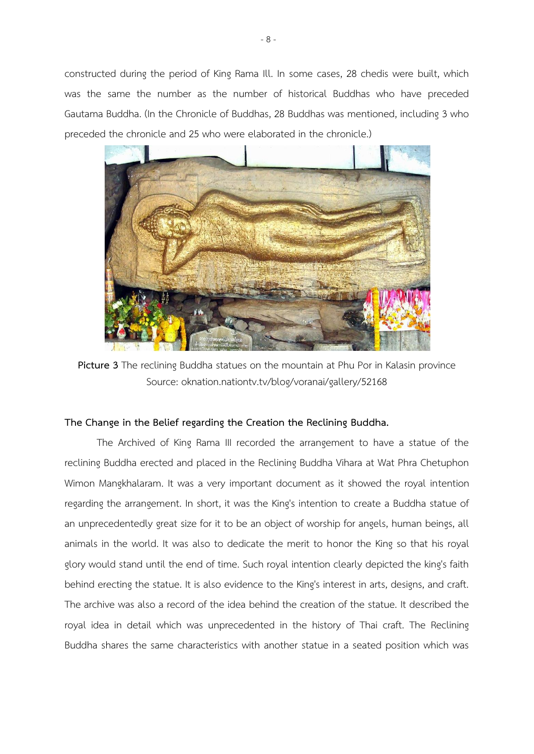constructed during the period of King Rama Ill. In some cases, 28 chedis were built, which was the same the number as the number of historical Buddhas who have preceded Gautama Buddha. (In the Chronicle of Buddhas, 28 Buddhas was mentioned, including 3 who preceded the chronicle and 25 who were elaborated in the chronicle.)

**Picture 3** The reclining Buddha statues on the mountain at Phu Por in Kalasin province
Source: oknation.nationtv.tv/blog/voranai/gallery/52168

**The Change in the Belief regarding the Creation the Reclining Buddha.**

The Archived of King Rama III recorded the arrangement to have a statue of the reclining Buddha erected and placed in the Reclining Buddha Vihara at Wat Phra Chetuphon Wimon Mangkhalaram. It was a very important document as it showed the royal intention regarding the arrangement. In short, it was the King's intention to create a Buddha statue of an unprecedentedly great size for it to be an object of worship for angels, human beings, all animals in the world. It was also to dedicate the merit to honor the King so that his royal glory would stand until the end of time. Such royal intention clearly depicted the king's faith behind erecting the statue. It is also evidence to the King's interest in arts, designs, and craft. The archive was also a record of the idea behind the creation of the statue. It described the royal idea in detail which was unprecedented in the history of Thai craft. The Reclining Buddha shares the same characteristics with another statue in a seated position which was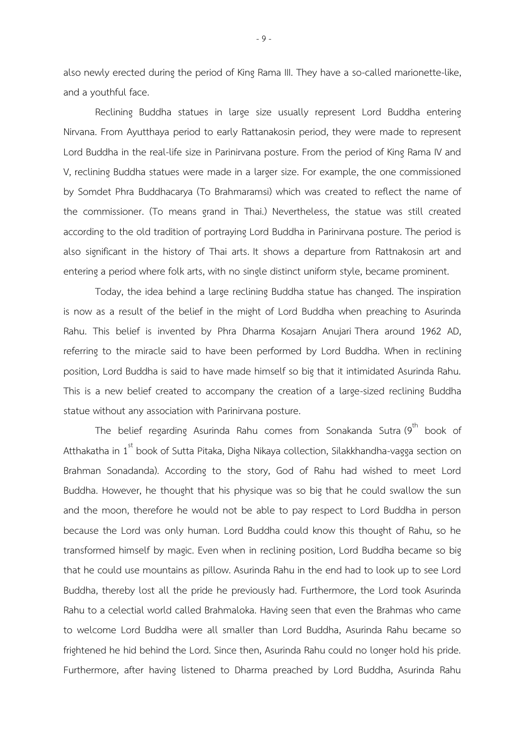also newly erected during the period of King Rama III. They have a so-called marionette-like, and a youthful face.

Reclining Buddha statues in large size usually represent Lord Buddha entering Nirvana. From Ayutthaya period to early Rattanakosin period, they were made to represent Lord Buddha in the real-life size in Parinirvana posture. From the period of King Rama IV and V, reclining Buddha statues were made in a larger size. For example, the one commissioned by Somdet Phra Buddhacarya (To Brahmaramsi) which was created to reflect the name of the commissioner. (To means grand in Thai.) Nevertheless, the statue was still created according to the old tradition of portraying Lord Buddha in Parinirvana posture. The period is also significant in the history of Thai arts. It shows a departure from Rattnakosin art and entering a period where folk arts, with no single distinct uniform style, became prominent.

Today, the idea behind a large reclining Buddha statue has changed. The inspiration is now as a result of the belief in the might of Lord Buddha when preaching to Asurinda Rahu. This belief is invented by Phra Dharma Kosajarn Anujari Thera around 1962 AD, referring to the miracle said to have been performed by Lord Buddha. When in reclining position, Lord Buddha is said to have made himself so big that it intimidated Asurinda Rahu. This is a new belief created to accompany the creation of a large-sized reclining Buddha statue without any association with Parinirvana posture.

The belief regarding Asurinda Rahu comes from Sonakanda Sutra (9th book of Atthakatha in 1st book of Sutta Pitaka, Digha Nikaya collection, Silakkhandha-vagga section on Brahman Sonadanda). According to the story, God of Rahu had wished to meet Lord Buddha. However, he thought that his physique was so big that he could swallow the sun and the moon, therefore he would not be able to pay respect to Lord Buddha in person because the Lord was only human. Lord Buddha could know this thought of Rahu, so he transformed himself by magic. Even when in reclining position, Lord Buddha became so big that he could use mountains as pillow. Asurinda Rahu in the end had to look up to see Lord Buddha, thereby lost all the pride he previously had. Furthermore, the Lord took Asurinda Rahu to a celectial world called Brahmaloka. Having seen that even the Brahmas who came to welcome Lord Buddha were all smaller than Lord Buddha, Asurinda Rahu became so frightened he hid behind the Lord. Since then, Asurinda Rahu could no longer hold his pride. Furthermore, after having listened to Dharma preached by Lord Buddha, Asurinda Rahu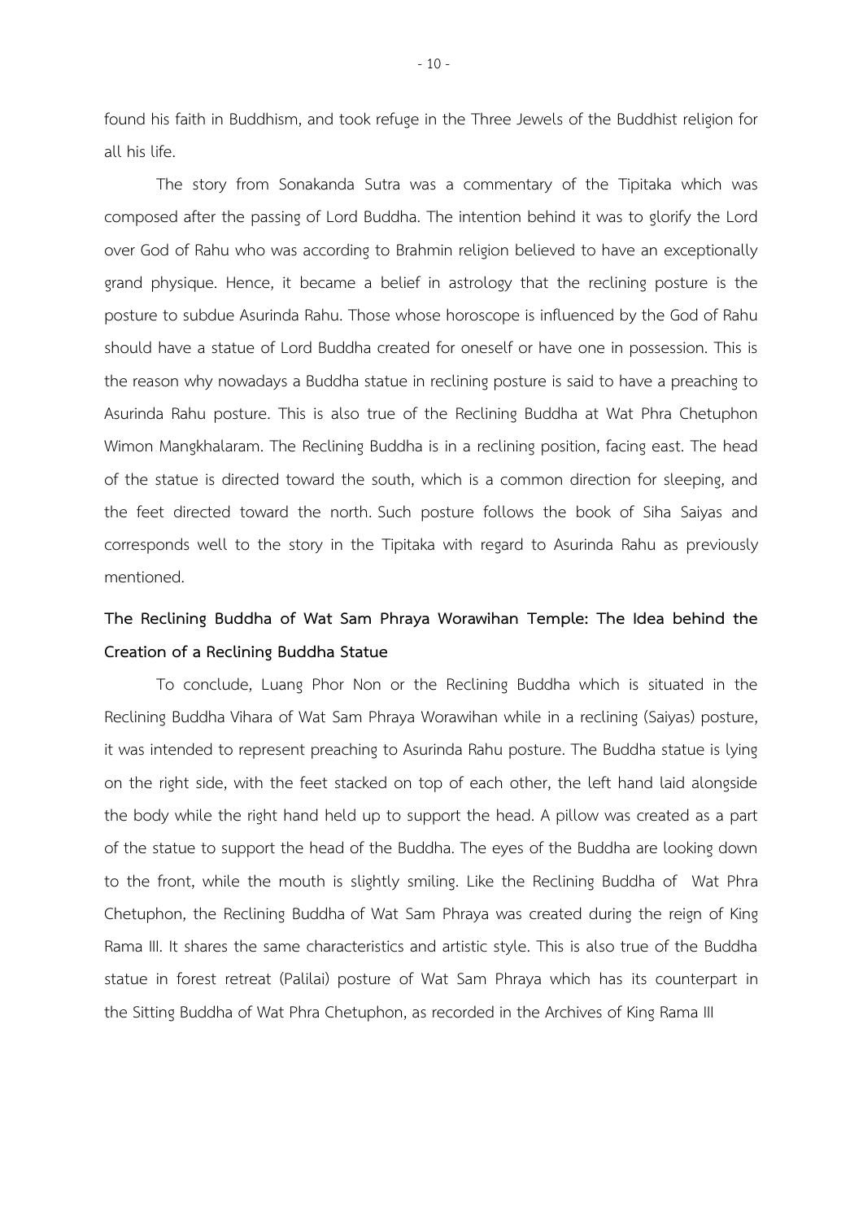found his faith in Buddhism, and took refuge in the Three Jewels of the Buddhist religion for all his life.

The story from Sonakanda Sutra was a commentary of the Tipitaka which was composed after the passing of Lord Buddha. The intention behind it was to glorify the Lord over God of Rahu who was according to Brahmin religion believed to have an exceptionally grand physique. Hence, it became a belief in astrology that the reclining posture is the posture to subdue Asurinda Rahu. Those whose horoscope is influenced by the God of Rahu should have a statue of Lord Buddha created for oneself or have one in possession. This is the reason why nowadays a Buddha statue in reclining posture is said to have a preaching to Asurinda Rahu posture. This is also true of the Reclining Buddha at Wat Phra Chetuphon Wimon Mangkhalaram. The Reclining Buddha is in a reclining position, facing east. The head of the statue is directed toward the south, which is a common direction for sleeping, and the feet directed toward the north. Such posture follows the book of Siha Saiyas and corresponds well to the story in the Tipitaka with regard to Asurinda Rahu as previously mentioned.

**The Reclining Buddha of Wat Sam Phraya Worawihan Temple: The Idea behind the Creation of a Reclining Buddha Statue**

To conclude, Luang Phor Non or the Reclining Buddha which is situated in the Reclining Buddha Vihara of Wat Sam Phraya Worawihan while in a reclining (Saiyas) posture, it was intended to represent preaching to Asurinda Rahu posture. The Buddha statue is lying on the right side, with the feet stacked on top of each other, the left hand laid alongside the body while the right hand held up to support the head. A pillow was created as a part of the statue to support the head of the Buddha. The eyes of the Buddha are looking down to the front, while the mouth is slightly smiling. Like the Reclining Buddha of Wat Phra Chetuphon, the Reclining Buddha of Wat Sam Phraya was created during the reign of King Rama III. It shares the same characteristics and artistic style. This is also true of the Buddha statue in forest retreat (Palilai) posture of Wat Sam Phraya which has its counterpart in the Sitting Buddha of Wat Phra Chetuphon, as recorded in the Archives of King Rama III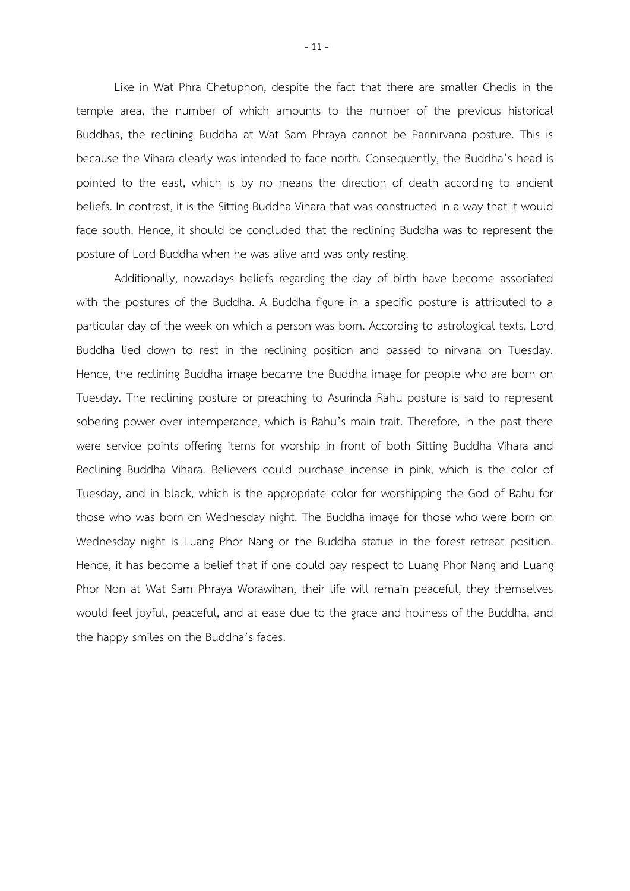Like in Wat Phra Chetuphon, despite the fact that there are smaller Chedis in the temple area, the number of which amounts to the number of the previous historical Buddhas, the reclining Buddha at Wat Sam Phraya cannot be Parinirvana posture. This is because the Vihara clearly was intended to face north. Consequently, the Buddha's head is pointed to the east, which is by no means the direction of death according to ancient beliefs. In contrast, it is the Sitting Buddha Vihara that was constructed in a way that it would face south. Hence, it should be concluded that the reclining Buddha was to represent the posture of Lord Buddha when he was alive and was only resting.

Additionally, nowadays beliefs regarding the day of birth have become associated with the postures of the Buddha. A Buddha figure in a specific posture is attributed to a particular day of the week on which a person was born. According to astrological texts, Lord Buddha lied down to rest in the reclining position and passed to nirvana on Tuesday. Hence, the reclining Buddha image became the Buddha image for people who are born on Tuesday. The reclining posture or preaching to Asurinda Rahu posture is said to represent sobering power over intemperance, which is Rahu's main trait. Therefore, in the past there were service points offering items for worship in front of both Sitting Buddha Vihara and Reclining Buddha Vihara. Believers could purchase incense in pink, which is the color of Tuesday, and in black, which is the appropriate color for worshipping the God of Rahu for those who was born on Wednesday night. The Buddha image for those who were born on Wednesday night is Luang Phor Nang or the Buddha statue in the forest retreat position. Hence, it has become a belief that if one could pay respect to Luang Phor Nang and Luang Phor Non at Wat Sam Phraya Worawihan, their life will remain peaceful, they themselves would feel joyful, peaceful, and at ease due to the grace and holiness of the Buddha, and the happy smiles on the Buddha's faces.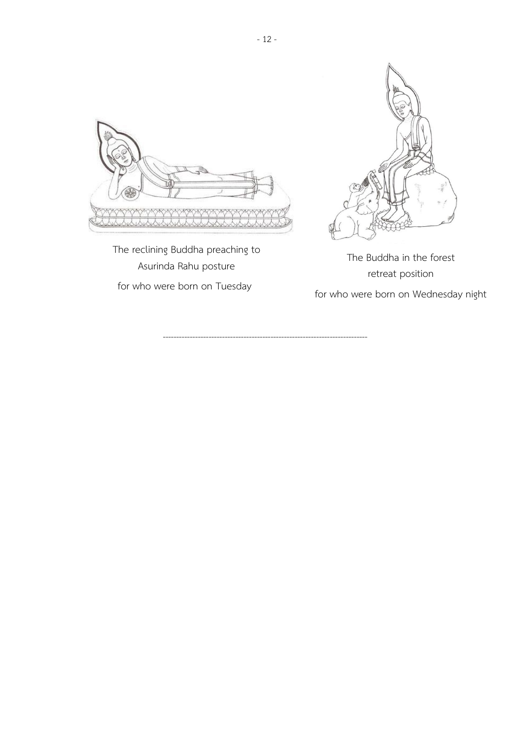The reclining Buddha preaching to Asurinda Rahu posture

for who were born on Tuesday

The Buddha in the forest retreat position

for who were born on Wednesday night

---